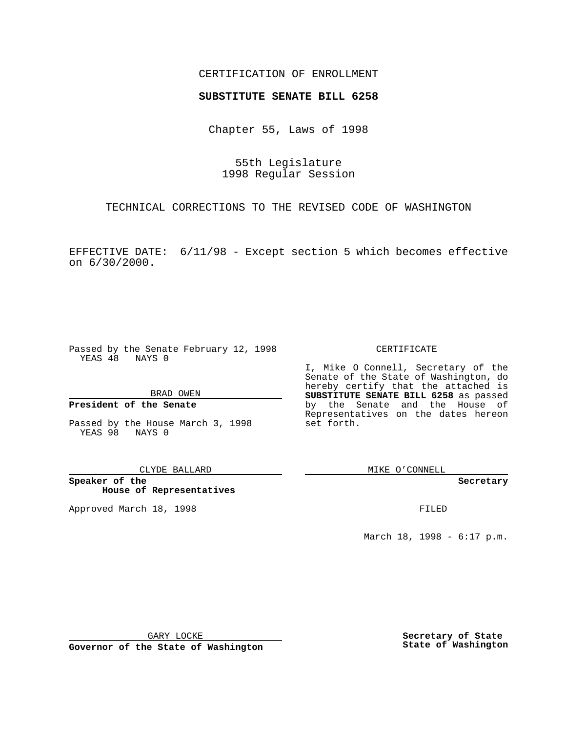CERTIFICATION OF ENROLLMENT

**SUBSTITUTE SENATE BILL 6258**

Chapter 55, Laws of 1998

55th Legislature
1998 Regular Session

TECHNICAL CORRECTIONS TO THE REVISED CODE OF WASHINGTON

EFFECTIVE DATE: 6/11/98 - Except section 5 which becomes effective on 6/30/2000.

Passed by the Senate February 12, 1998
YEAS 48 NAYS 0

BRAD OWEN

**President of the Senate**

Passed by the House March 3, 1998
YEAS 98 NAYS 0

CLYDE BALLARD

**Speaker of the House of Representatives**

Approved March 18, 1998

GARY LOCKE

**Governor of the State of Washington**

CERTIFICATE

I, Mike O Connell, Secretary of the Senate of the State of Washington, do hereby certify that the attached is **SUBSTITUTE SENATE BILL 6258** as passed by the Senate and the House of Representatives on the dates hereon set forth.

MIKE O'CONNELL

**Secretary**

FILED

March 18, 1998 - 6:17 p.m.

**Secretary of State**
**State of Washington**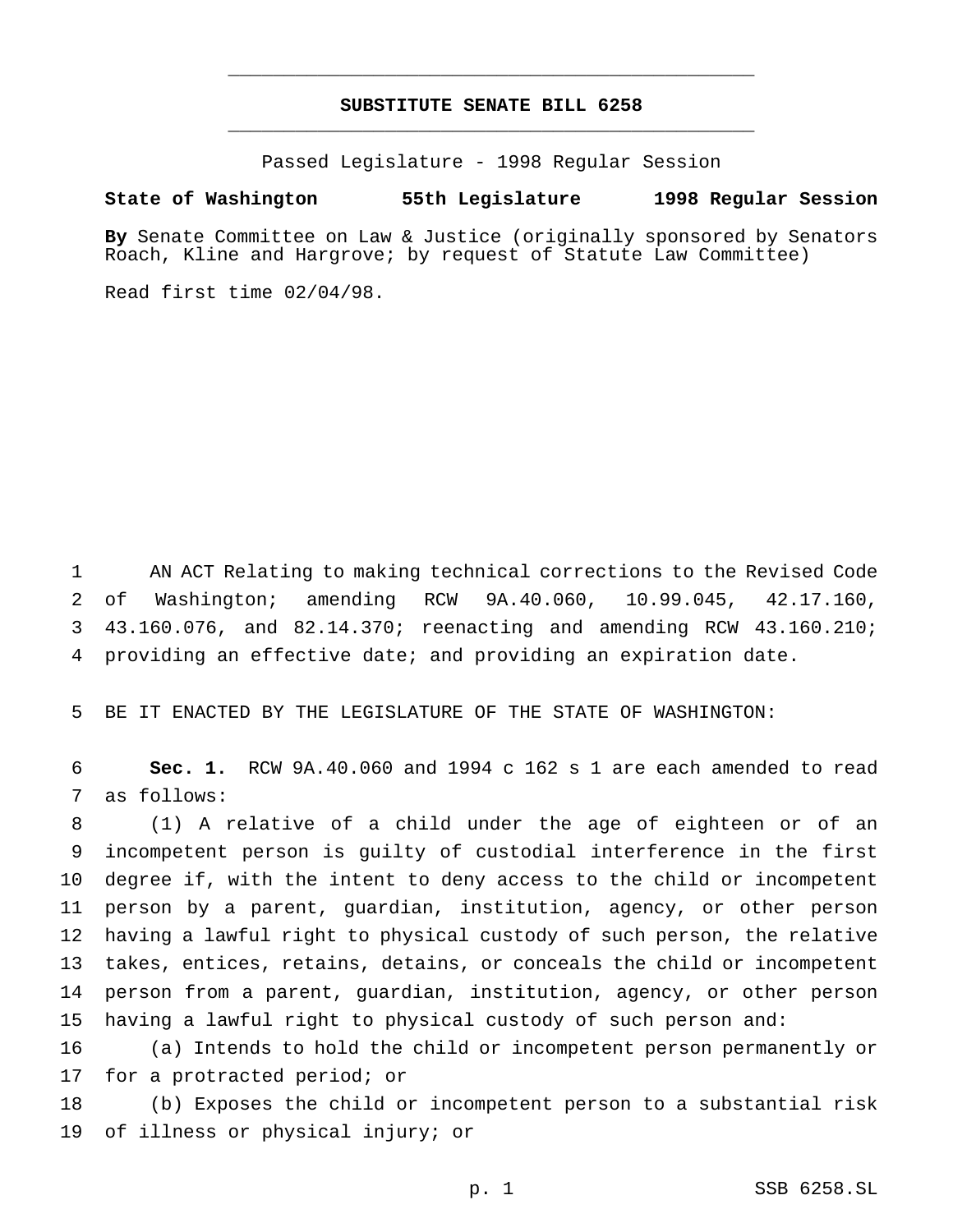**SUBSTITUTE SENATE BILL 6258**

Passed Legislature - 1998 Regular Session

**State of Washington 55th Legislature 1998 Regular Session**

**By** Senate Committee on Law & Justice (originally sponsored by Senators Roach, Kline and Hargrove; by request of Statute Law Committee)

Read first time 02/04/98.

AN ACT Relating to making technical corrections to the Revised Code of Washington; amending RCW 9A.40.060, 10.99.045, 42.17.160, 43.160.076, and 82.14.370; reenacting and amending RCW 43.160.210; providing an effective date; and providing an expiration date.

BE IT ENACTED BY THE LEGISLATURE OF THE STATE OF WASHINGTON:

**Sec. 1.** RCW 9A.40.060 and 1994 c 162 s 1 are each amended to read as follows:

(1) A relative of a child under the age of eighteen or of an incompetent person is guilty of custodial interference in the first degree if, with the intent to deny access to the child or incompetent person by a parent, guardian, institution, agency, or other person having a lawful right to physical custody of such person, the relative takes, entices, retains, detains, or conceals the child or incompetent person from a parent, guardian, institution, agency, or other person having a lawful right to physical custody of such person and:

(a) Intends to hold the child or incompetent person permanently or for a protracted period; or

(b) Exposes the child or incompetent person to a substantial risk of illness or physical injury; or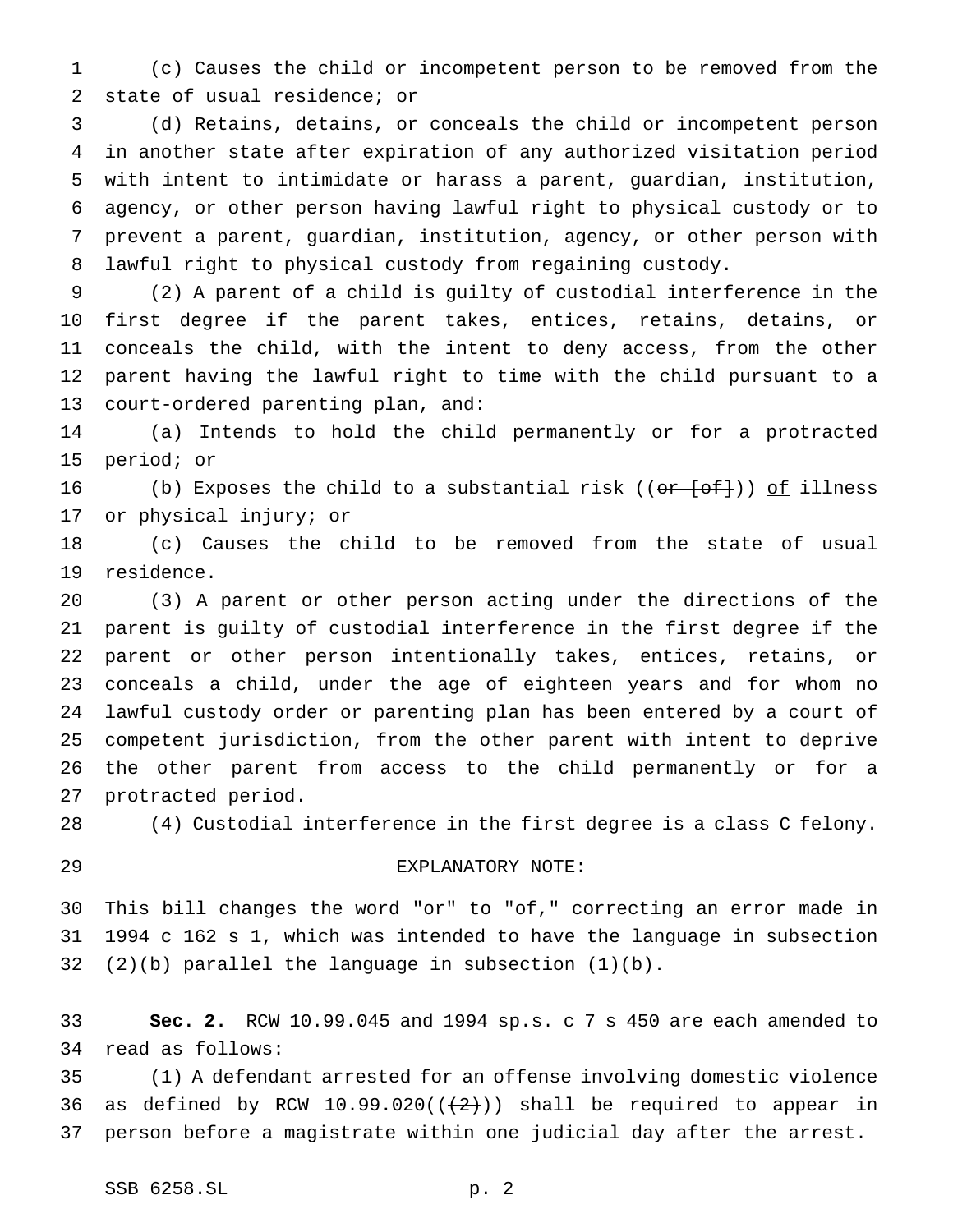(c) Causes the child or incompetent person to be removed from the state of usual residence; or

(d) Retains, detains, or conceals the child or incompetent person in another state after expiration of any authorized visitation period with intent to intimidate or harass a parent, guardian, institution, agency, or other person having lawful right to physical custody or to prevent a parent, guardian, institution, agency, or other person with lawful right to physical custody from regaining custody.

(2) A parent of a child is guilty of custodial interference in the first degree if the parent takes, entices, retains, detains, or conceals the child, with the intent to deny access, from the other parent having the lawful right to time with the child pursuant to a court-ordered parenting plan, and:

(a) Intends to hold the child permanently or for a protracted period; or

(b) Exposes the child to a substantial risk ((~~or [of]~~)) <u>of</u> illness or physical injury; or

(c) Causes the child to be removed from the state of usual residence.

(3) A parent or other person acting under the directions of the parent is guilty of custodial interference in the first degree if the parent or other person intentionally takes, entices, retains, or conceals a child, under the age of eighteen years and for whom no lawful custody order or parenting plan has been entered by a court of competent jurisdiction, from the other parent with intent to deprive the other parent from access to the child permanently or for a protracted period.

(4) Custodial interference in the first degree is a class C felony.

EXPLANATORY NOTE:

This bill changes the word "or" to "of," correcting an error made in 1994 c 162 s 1, which was intended to have the language in subsection (2)(b) parallel the language in subsection (1)(b).

**Sec. 2.** RCW 10.99.045 and 1994 sp.s. c 7 s 450 are each amended to read as follows:

(1) A defendant arrested for an offense involving domestic violence as defined by RCW 10.99.020((~~(2)~~)) shall be required to appear in person before a magistrate within one judicial day after the arrest.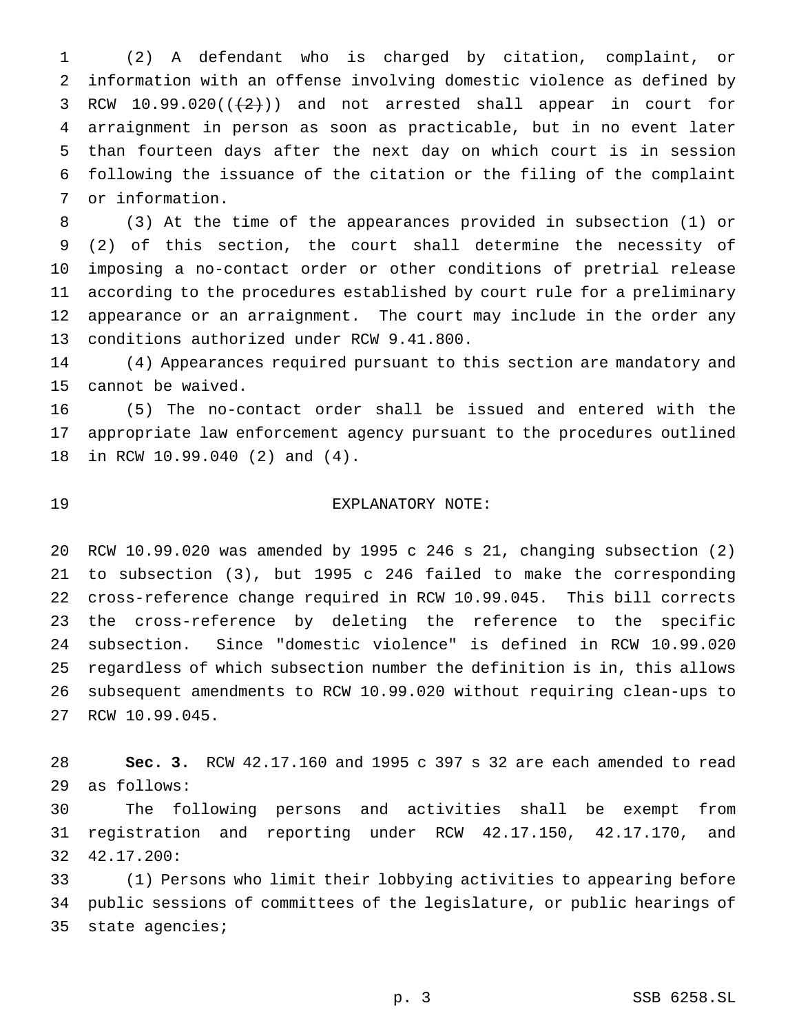(2) A defendant who is charged by citation, complaint, or information with an offense involving domestic violence as defined by RCW 10.99.020((~~(2)~~)) and not arrested shall appear in court for arraignment in person as soon as practicable, but in no event later than fourteen days after the next day on which court is in session following the issuance of the citation or the filing of the complaint or information.

(3) At the time of the appearances provided in subsection (1) or (2) of this section, the court shall determine the necessity of imposing a no-contact order or other conditions of pretrial release according to the procedures established by court rule for a preliminary appearance or an arraignment. The court may include in the order any conditions authorized under RCW 9.41.800.

(4) Appearances required pursuant to this section are mandatory and cannot be waived.

(5) The no-contact order shall be issued and entered with the appropriate law enforcement agency pursuant to the procedures outlined in RCW 10.99.040 (2) and (4).

EXPLANATORY NOTE:

RCW 10.99.020 was amended by 1995 c 246 s 21, changing subsection (2) to subsection (3), but 1995 c 246 failed to make the corresponding cross-reference change required in RCW 10.99.045. This bill corrects the cross-reference by deleting the reference to the specific subsection. Since "domestic violence" is defined in RCW 10.99.020 regardless of which subsection number the definition is in, this allows subsequent amendments to RCW 10.99.020 without requiring clean-ups to RCW 10.99.045.

**Sec. 3.** RCW 42.17.160 and 1995 c 397 s 32 are each amended to read as follows:

The following persons and activities shall be exempt from registration and reporting under RCW 42.17.150, 42.17.170, and 42.17.200:

(1) Persons who limit their lobbying activities to appearing before public sessions of committees of the legislature, or public hearings of state agencies;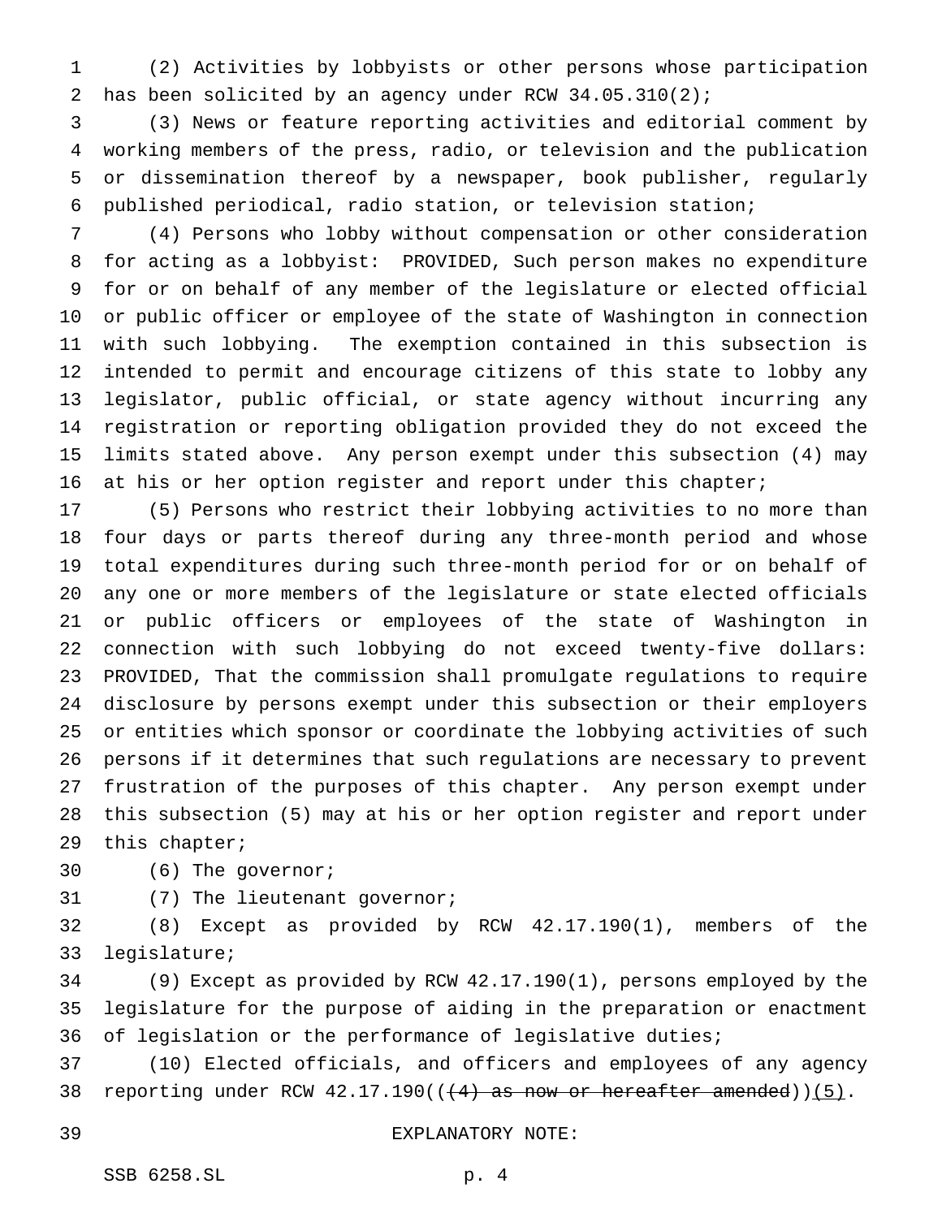(2) Activities by lobbyists or other persons whose participation has been solicited by an agency under RCW 34.05.310(2);

(3) News or feature reporting activities and editorial comment by working members of the press, radio, or television and the publication or dissemination thereof by a newspaper, book publisher, regularly published periodical, radio station, or television station;

(4) Persons who lobby without compensation or other consideration for acting as a lobbyist: PROVIDED, Such person makes no expenditure for or on behalf of any member of the legislature or elected official or public officer or employee of the state of Washington in connection with such lobbying. The exemption contained in this subsection is intended to permit and encourage citizens of this state to lobby any legislator, public official, or state agency without incurring any registration or reporting obligation provided they do not exceed the limits stated above. Any person exempt under this subsection (4) may at his or her option register and report under this chapter;

(5) Persons who restrict their lobbying activities to no more than four days or parts thereof during any three-month period and whose total expenditures during such three-month period for or on behalf of any one or more members of the legislature or state elected officials or public officers or employees of the state of Washington in connection with such lobbying do not exceed twenty-five dollars: PROVIDED, That the commission shall promulgate regulations to require disclosure by persons exempt under this subsection or their employers or entities which sponsor or coordinate the lobbying activities of such persons if it determines that such regulations are necessary to prevent frustration of the purposes of this chapter. Any person exempt under this subsection (5) may at his or her option register and report under this chapter;

(6) The governor;

(7) The lieutenant governor;

(8) Except as provided by RCW 42.17.190(1), members of the legislature;

(9) Except as provided by RCW 42.17.190(1), persons employed by the legislature for the purpose of aiding in the preparation or enactment of legislation or the performance of legislative duties;

(10) Elected officials, and officers and employees of any agency reporting under RCW 42.17.190((~~(4) as now or hereafter amended~~))(5).

EXPLANATORY NOTE: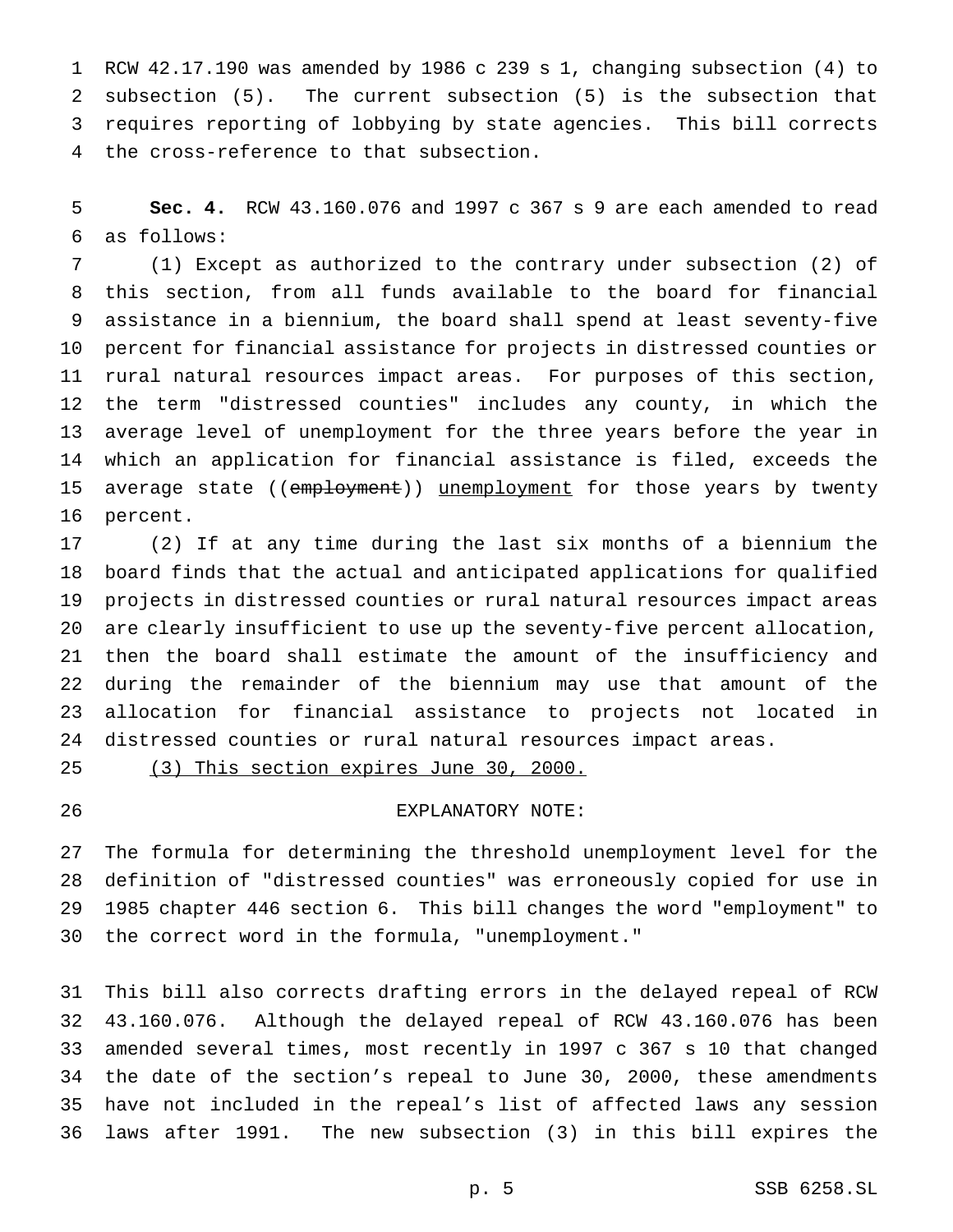RCW 42.17.190 was amended by 1986 c 239 s 1, changing subsection (4) to subsection (5). The current subsection (5) is the subsection that requires reporting of lobbying by state agencies. This bill corrects the cross-reference to that subsection.

**Sec. 4.** RCW 43.160.076 and 1997 c 367 s 9 are each amended to read as follows:

(1) Except as authorized to the contrary under subsection (2) of this section, from all funds available to the board for financial assistance in a biennium, the board shall spend at least seventy-five percent for financial assistance for projects in distressed counties or rural natural resources impact areas. For purposes of this section, the term "distressed counties" includes any county, in which the average level of unemployment for the three years before the year in which an application for financial assistance is filed, exceeds the average state ((~~employment~~)) <u>unemployment</u> for those years by twenty percent.

(2) If at any time during the last six months of a biennium the board finds that the actual and anticipated applications for qualified projects in distressed counties or rural natural resources impact areas are clearly insufficient to use up the seventy-five percent allocation, then the board shall estimate the amount of the insufficiency and during the remainder of the biennium may use that amount of the allocation for financial assistance to projects not located in distressed counties or rural natural resources impact areas.

<u>(3) This section expires June 30, 2000.</u>

EXPLANATORY NOTE:

The formula for determining the threshold unemployment level for the definition of "distressed counties" was erroneously copied for use in 1985 chapter 446 section 6. This bill changes the word "employment" to the correct word in the formula, "unemployment."

This bill also corrects drafting errors in the delayed repeal of RCW 43.160.076. Although the delayed repeal of RCW 43.160.076 has been amended several times, most recently in 1997 c 367 s 10 that changed the date of the section's repeal to June 30, 2000, these amendments have not included in the repeal's list of affected laws any session laws after 1991. The new subsection (3) in this bill expires the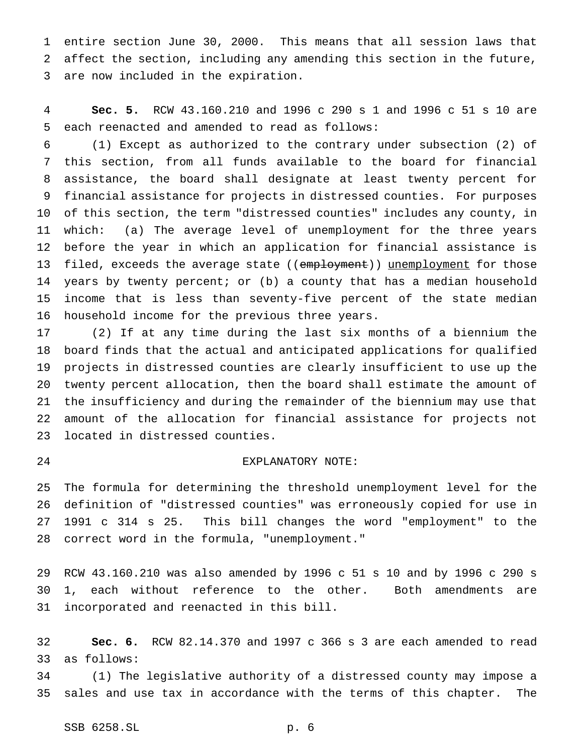entire section June 30, 2000. This means that all session laws that affect the section, including any amending this section in the future, are now included in the expiration.

**Sec. 5.** RCW 43.160.210 and 1996 c 290 s 1 and 1996 c 51 s 10 are each reenacted and amended to read as follows:

(1) Except as authorized to the contrary under subsection (2) of this section, from all funds available to the board for financial assistance, the board shall designate at least twenty percent for financial assistance for projects in distressed counties. For purposes of this section, the term "distressed counties" includes any county, in which: (a) The average level of unemployment for the three years before the year in which an application for financial assistance is filed, exceeds the average state ((~~employment~~)) <u>unemployment</u> for those years by twenty percent; or (b) a county that has a median household income that is less than seventy-five percent of the state median household income for the previous three years.

(2) If at any time during the last six months of a biennium the board finds that the actual and anticipated applications for qualified projects in distressed counties are clearly insufficient to use up the twenty percent allocation, then the board shall estimate the amount of the insufficiency and during the remainder of the biennium may use that amount of the allocation for financial assistance for projects not located in distressed counties.

EXPLANATORY NOTE:

The formula for determining the threshold unemployment level for the definition of "distressed counties" was erroneously copied for use in 1991 c 314 s 25. This bill changes the word "employment" to the correct word in the formula, "unemployment."

RCW 43.160.210 was also amended by 1996 c 51 s 10 and by 1996 c 290 s 1, each without reference to the other. Both amendments are incorporated and reenacted in this bill.

**Sec. 6.** RCW 82.14.370 and 1997 c 366 s 3 are each amended to read as follows:

(1) The legislative authority of a distressed county may impose a sales and use tax in accordance with the terms of this chapter. The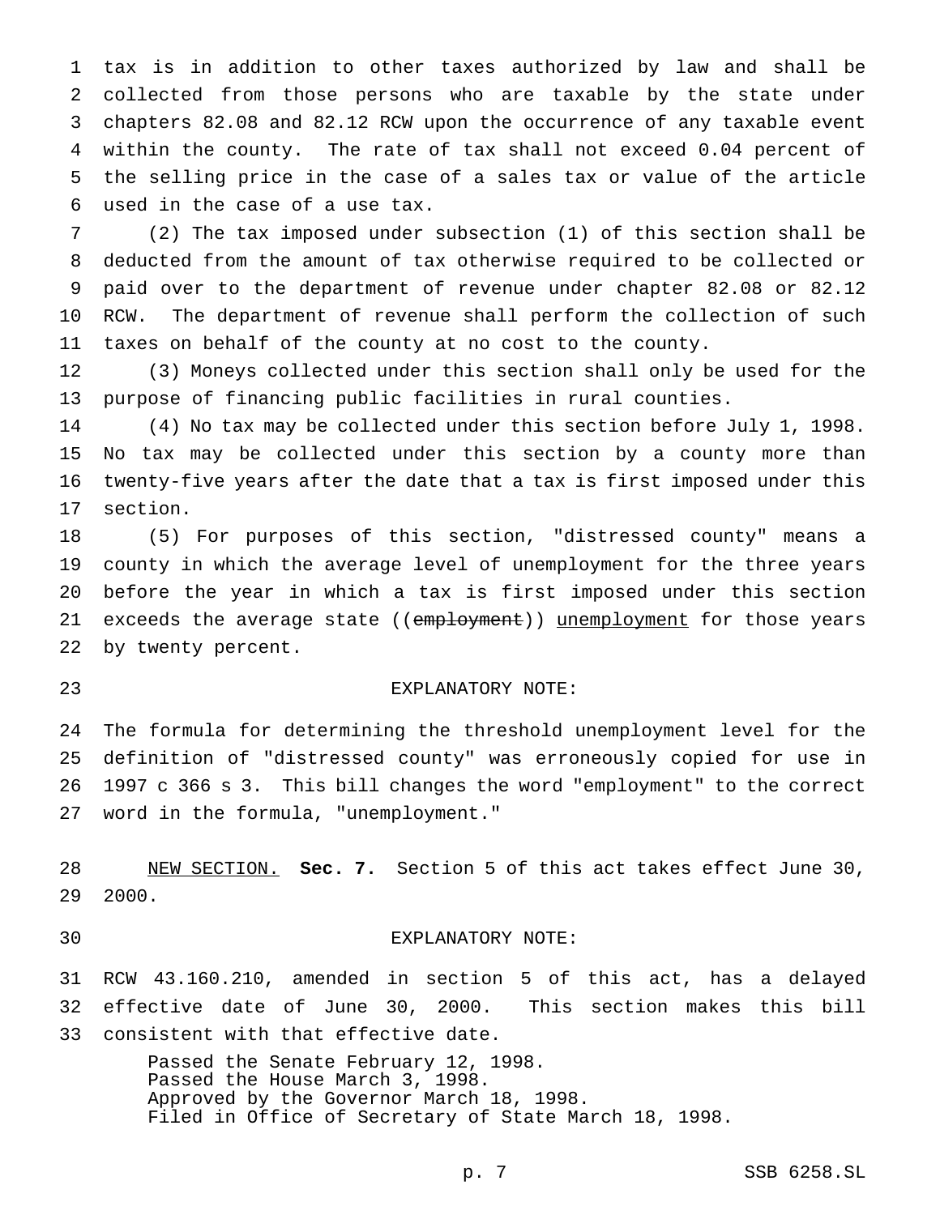tax is in addition to other taxes authorized by law and shall be collected from those persons who are taxable by the state under chapters 82.08 and 82.12 RCW upon the occurrence of any taxable event within the county. The rate of tax shall not exceed 0.04 percent of the selling price in the case of a sales tax or value of the article used in the case of a use tax.

(2) The tax imposed under subsection (1) of this section shall be deducted from the amount of tax otherwise required to be collected or paid over to the department of revenue under chapter 82.08 or 82.12 RCW. The department of revenue shall perform the collection of such taxes on behalf of the county at no cost to the county.

(3) Moneys collected under this section shall only be used for the purpose of financing public facilities in rural counties.

(4) No tax may be collected under this section before July 1, 1998. No tax may be collected under this section by a county more than twenty-five years after the date that a tax is first imposed under this section.

(5) For purposes of this section, "distressed county" means a county in which the average level of unemployment for the three years before the year in which a tax is first imposed under this section exceeds the average state ((~~employment~~)) <u>unemployment</u> for those years by twenty percent.

EXPLANATORY NOTE:

The formula for determining the threshold unemployment level for the definition of "distressed county" was erroneously copied for use in 1997 c 366 s 3. This bill changes the word "employment" to the correct word in the formula, "unemployment."

<u>NEW SECTION.</u> **Sec. 7.** Section 5 of this act takes effect June 30, 2000.

EXPLANATORY NOTE:

RCW 43.160.210, amended in section 5 of this act, has a delayed effective date of June 30, 2000. This section makes this bill consistent with that effective date.

Passed the Senate February 12, 1998.
Passed the House March 3, 1998.
Approved by the Governor March 18, 1998.
Filed in Office of Secretary of State March 18, 1998.